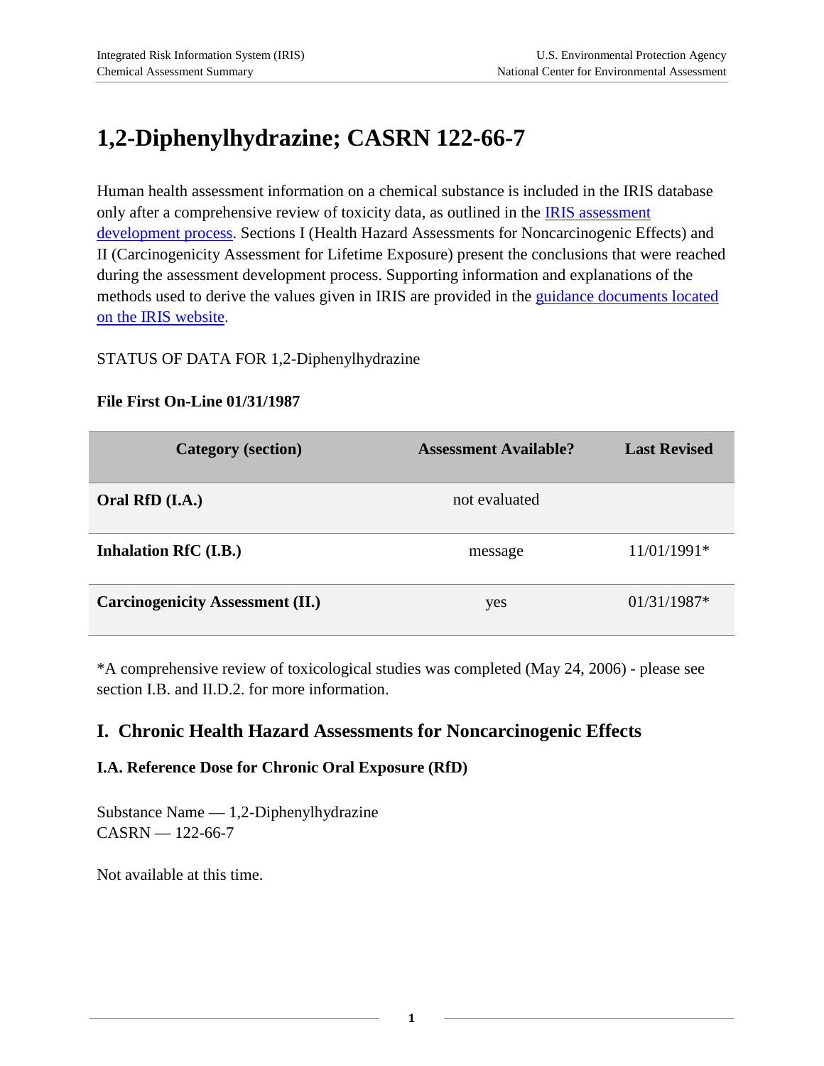# 1,2-Diphenylhydrazine; CASRN 122-66-7

Human health assessment information on a chemical substance is included in the IRIS database only after a comprehensive review of toxicity data, as outlined in the IRIS assessment development process. Sections I (Health Hazard Assessments for Noncarcinogenic Effects) and II (Carcinogenicity Assessment for Lifetime Exposure) present the conclusions that were reached during the assessment development process. Supporting information and explanations of the methods used to derive the values given in IRIS are provided in the guidance documents located on the IRIS website.

STATUS OF DATA FOR 1,2-Diphenylhydrazine

**File First On-Line 01/31/1987**

| Category (section) | Assessment Available? | Last Revised |
|---|---|---|
| **Oral RfD (I.A.)** | not evaluated | |
| **Inhalation RfC (I.B.)** | message | 11/01/1991* |
| **Carcinogenicity Assessment (II.)** | yes | 01/31/1987* |

*A comprehensive review of toxicological studies was completed (May 24, 2006) - please see section I.B. and II.D.2. for more information.

## I. Chronic Health Hazard Assessments for Noncarcinogenic Effects

### I.A. Reference Dose for Chronic Oral Exposure (RfD)

Substance Name — 1,2-Diphenylhydrazine
CASRN — 122-66-7

Not available at this time.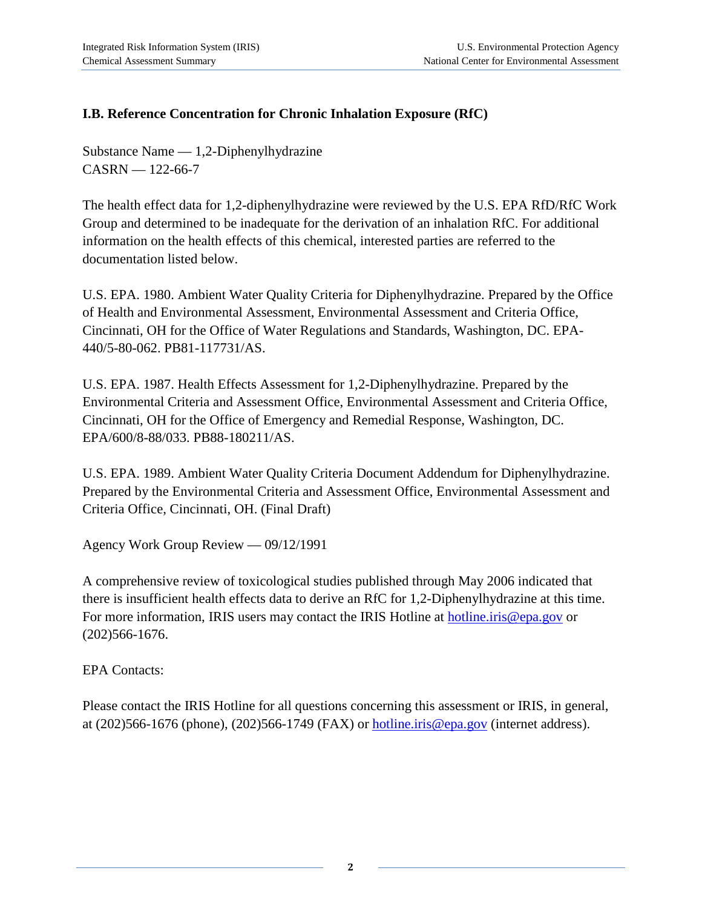## I.B. Reference Concentration for Chronic Inhalation Exposure (RfC)

Substance Name — 1,2-Diphenylhydrazine
CASRN — 122-66-7

The health effect data for 1,2-diphenylhydrazine were reviewed by the U.S. EPA RfD/RfC Work Group and determined to be inadequate for the derivation of an inhalation RfC. For additional information on the health effects of this chemical, interested parties are referred to the documentation listed below.

U.S. EPA. 1980. Ambient Water Quality Criteria for Diphenylhydrazine. Prepared by the Office of Health and Environmental Assessment, Environmental Assessment and Criteria Office, Cincinnati, OH for the Office of Water Regulations and Standards, Washington, DC. EPA-440/5-80-062. PB81-117731/AS.

U.S. EPA. 1987. Health Effects Assessment for 1,2-Diphenylhydrazine. Prepared by the Environmental Criteria and Assessment Office, Environmental Assessment and Criteria Office, Cincinnati, OH for the Office of Emergency and Remedial Response, Washington, DC. EPA/600/8-88/033. PB88-180211/AS.

U.S. EPA. 1989. Ambient Water Quality Criteria Document Addendum for Diphenylhydrazine. Prepared by the Environmental Criteria and Assessment Office, Environmental Assessment and Criteria Office, Cincinnati, OH. (Final Draft)

Agency Work Group Review — 09/12/1991

A comprehensive review of toxicological studies published through May 2006 indicated that there is insufficient health effects data to derive an RfC for 1,2-Diphenylhydrazine at this time. For more information, IRIS users may contact the IRIS Hotline at hotline.iris@epa.gov or (202)566-1676.

EPA Contacts:

Please contact the IRIS Hotline for all questions concerning this assessment or IRIS, in general, at (202)566-1676 (phone), (202)566-1749 (FAX) or hotline.iris@epa.gov (internet address).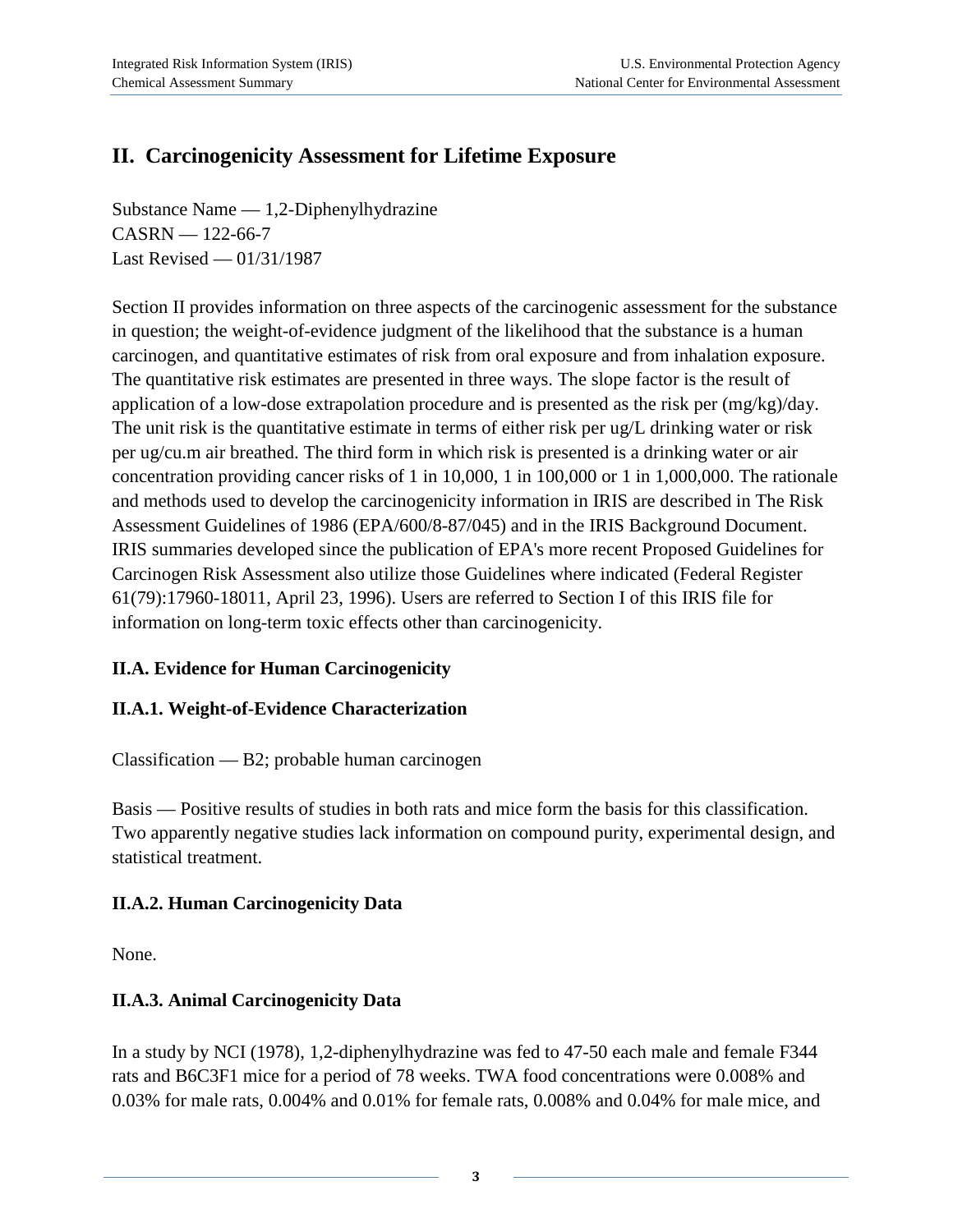## II. Carcinogenicity Assessment for Lifetime Exposure

Substance Name — 1,2-Diphenylhydrazine
CASRN — 122-66-7
Last Revised — 01/31/1987

Section II provides information on three aspects of the carcinogenic assessment for the substance in question; the weight-of-evidence judgment of the likelihood that the substance is a human carcinogen, and quantitative estimates of risk from oral exposure and from inhalation exposure. The quantitative risk estimates are presented in three ways. The slope factor is the result of application of a low-dose extrapolation procedure and is presented as the risk per (mg/kg)/day. The unit risk is the quantitative estimate in terms of either risk per ug/L drinking water or risk per ug/cu.m air breathed. The third form in which risk is presented is a drinking water or air concentration providing cancer risks of 1 in 10,000, 1 in 100,000 or 1 in 1,000,000. The rationale and methods used to develop the carcinogenicity information in IRIS are described in The Risk Assessment Guidelines of 1986 (EPA/600/8-87/045) and in the IRIS Background Document. IRIS summaries developed since the publication of EPA's more recent Proposed Guidelines for Carcinogen Risk Assessment also utilize those Guidelines where indicated (Federal Register 61(79):17960-18011, April 23, 1996). Users are referred to Section I of this IRIS file for information on long-term toxic effects other than carcinogenicity.

### II.A. Evidence for Human Carcinogenicity

### II.A.1. Weight-of-Evidence Characterization

Classification — B2; probable human carcinogen

Basis — Positive results of studies in both rats and mice form the basis for this classification. Two apparently negative studies lack information on compound purity, experimental design, and statistical treatment.

### II.A.2. Human Carcinogenicity Data

None.

### II.A.3. Animal Carcinogenicity Data

In a study by NCI (1978), 1,2-diphenylhydrazine was fed to 47-50 each male and female F344 rats and B6C3F1 mice for a period of 78 weeks. TWA food concentrations were 0.008% and 0.03% for male rats, 0.004% and 0.01% for female rats, 0.008% and 0.04% for male mice, and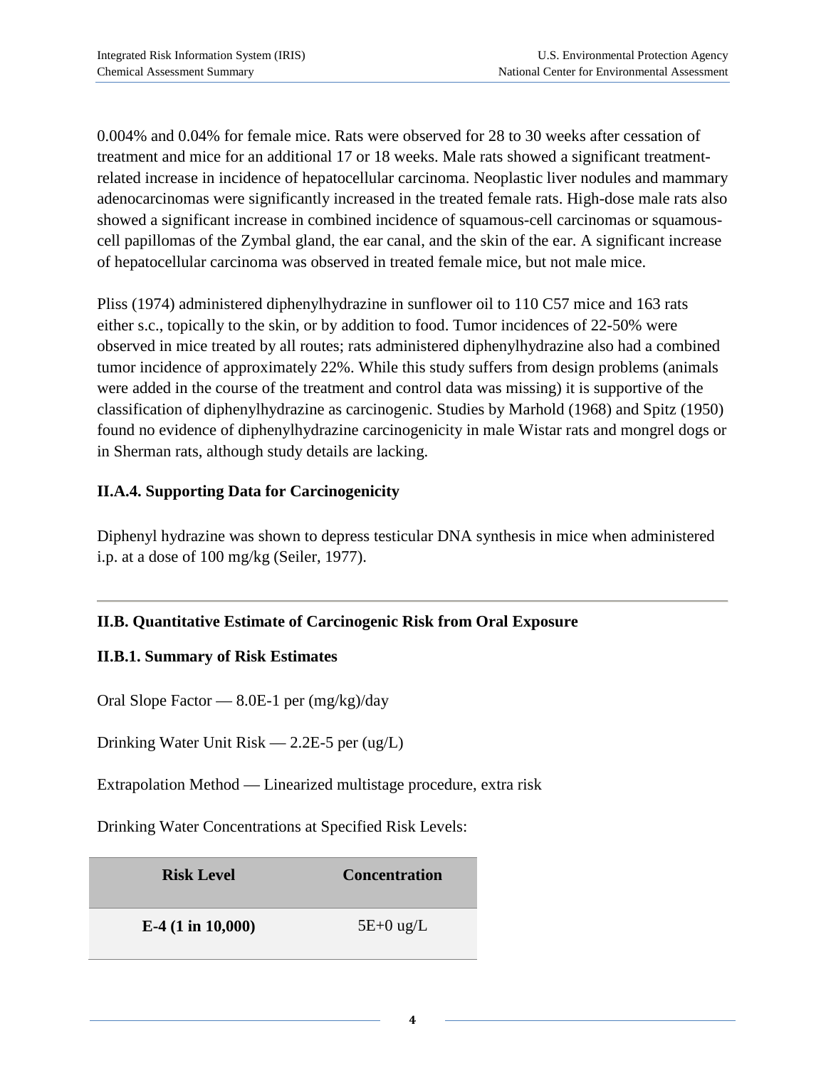0.004% and 0.04% for female mice. Rats were observed for 28 to 30 weeks after cessation of treatment and mice for an additional 17 or 18 weeks. Male rats showed a significant treatment-related increase in incidence of hepatocellular carcinoma. Neoplastic liver nodules and mammary adenocarcinomas were significantly increased in the treated female rats. High-dose male rats also showed a significant increase in combined incidence of squamous-cell carcinomas or squamous-cell papillomas of the Zymbal gland, the ear canal, and the skin of the ear. A significant increase of hepatocellular carcinoma was observed in treated female mice, but not male mice.

Pliss (1974) administered diphenylhydrazine in sunflower oil to 110 C57 mice and 163 rats either s.c., topically to the skin, or by addition to food. Tumor incidences of 22-50% were observed in mice treated by all routes; rats administered diphenylhydrazine also had a combined tumor incidence of approximately 22%. While this study suffers from design problems (animals were added in the course of the treatment and control data was missing) it is supportive of the classification of diphenylhydrazine as carcinogenic. Studies by Marhold (1968) and Spitz (1950) found no evidence of diphenylhydrazine carcinogenicity in male Wistar rats and mongrel dogs or in Sherman rats, although study details are lacking.

### II.A.4. Supporting Data for Carcinogenicity

Diphenyl hydrazine was shown to depress testicular DNA synthesis in mice when administered i.p. at a dose of 100 mg/kg (Seiler, 1977).

---

## II.B. Quantitative Estimate of Carcinogenic Risk from Oral Exposure

### II.B.1. Summary of Risk Estimates

Oral Slope Factor — 8.0E-1 per (mg/kg)/day

Drinking Water Unit Risk — 2.2E-5 per (ug/L)

Extrapolation Method — Linearized multistage procedure, extra risk

Drinking Water Concentrations at Specified Risk Levels:

| Risk Level | Concentration |
|---|---|
| **E-4 (1 in 10,000)** | 5E+0 ug/L |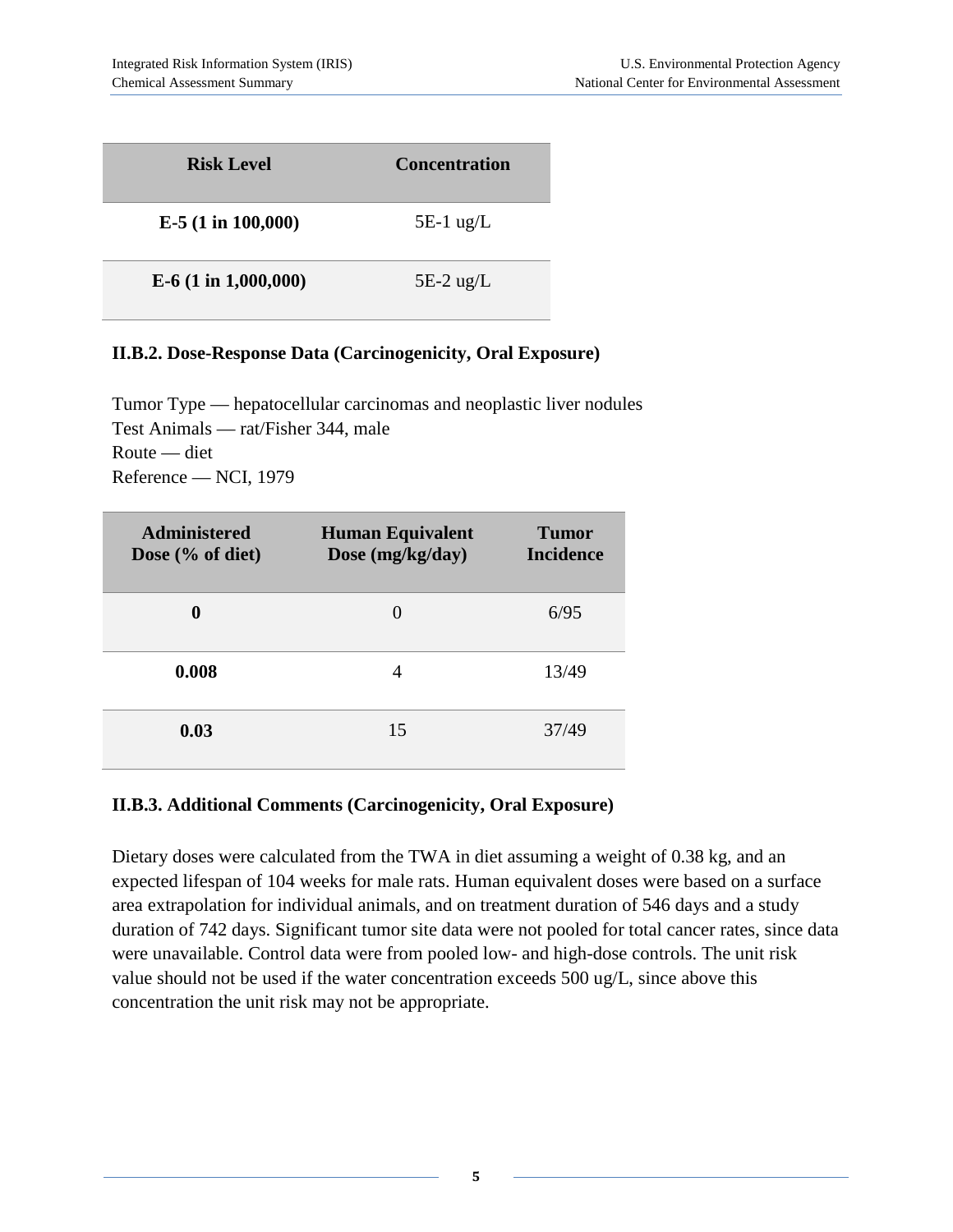| Risk Level | Concentration |
|---|---|
| **E-5 (1 in 100,000)** | 5E-1 ug/L |
| **E-6 (1 in 1,000,000)** | 5E-2 ug/L |

### II.B.2. Dose-Response Data (Carcinogenicity, Oral Exposure)

Tumor Type — hepatocellular carcinomas and neoplastic liver nodules
Test Animals — rat/Fisher 344, male
Route — diet
Reference — NCI, 1979

| Administered Dose (% of diet) | Human Equivalent Dose (mg/kg/day) | Tumor Incidence |
|---|---|---|
| **0** | 0 | 6/95 |
| **0.008** | 4 | 13/49 |
| **0.03** | 15 | 37/49 |

### II.B.3. Additional Comments (Carcinogenicity, Oral Exposure)

Dietary doses were calculated from the TWA in diet assuming a weight of 0.38 kg, and an expected lifespan of 104 weeks for male rats. Human equivalent doses were based on a surface area extrapolation for individual animals, and on treatment duration of 546 days and a study duration of 742 days. Significant tumor site data were not pooled for total cancer rates, since data were unavailable. Control data were from pooled low- and high-dose controls. The unit risk value should not be used if the water concentration exceeds 500 ug/L, since above this concentration the unit risk may not be appropriate.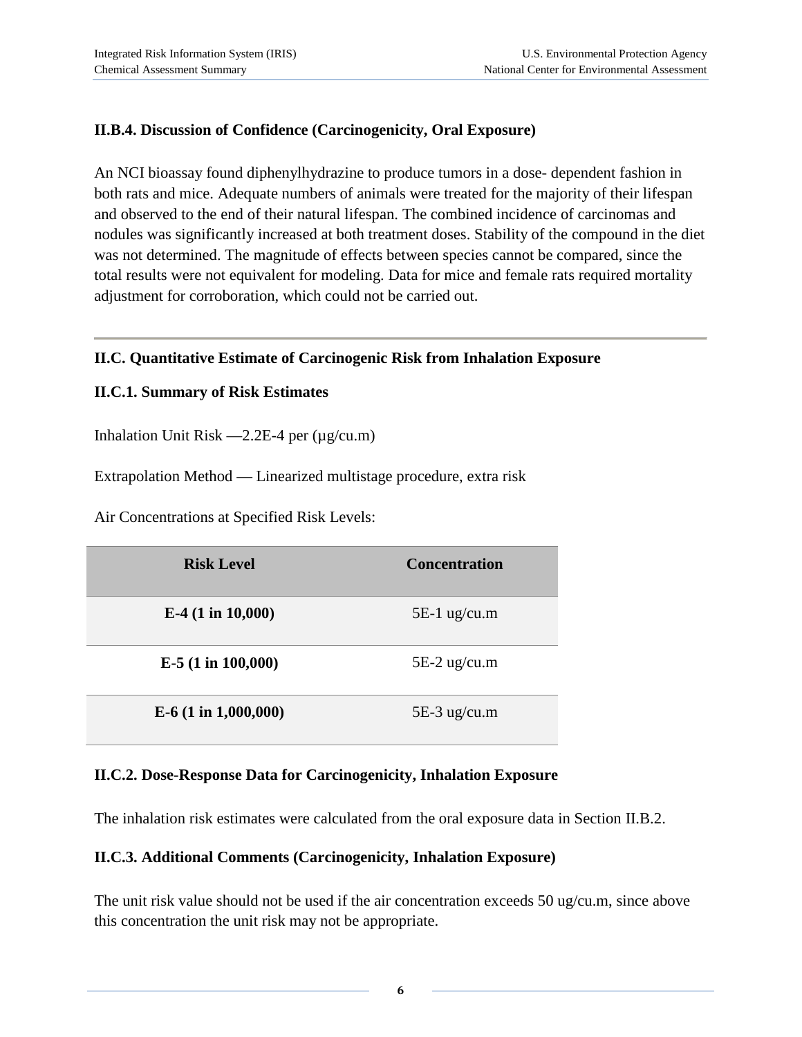### II.B.4. Discussion of Confidence (Carcinogenicity, Oral Exposure)

An NCI bioassay found diphenylhydrazine to produce tumors in a dose- dependent fashion in both rats and mice. Adequate numbers of animals were treated for the majority of their lifespan and observed to the end of their natural lifespan. The combined incidence of carcinomas and nodules was significantly increased at both treatment doses. Stability of the compound in the diet was not determined. The magnitude of effects between species cannot be compared, since the total results were not equivalent for modeling. Data for mice and female rats required mortality adjustment for corroboration, which could not be carried out.

---

### II.C. Quantitative Estimate of Carcinogenic Risk from Inhalation Exposure

### II.C.1. Summary of Risk Estimates

Inhalation Unit Risk —2.2E-4 per (µg/cu.m)

Extrapolation Method — Linearized multistage procedure, extra risk

Air Concentrations at Specified Risk Levels:

| Risk Level | Concentration |
| --- | --- |
| **E-4 (1 in 10,000)** | 5E-1 ug/cu.m |
| **E-5 (1 in 100,000)** | 5E-2 ug/cu.m |
| **E-6 (1 in 1,000,000)** | 5E-3 ug/cu.m |

### II.C.2. Dose-Response Data for Carcinogenicity, Inhalation Exposure

The inhalation risk estimates were calculated from the oral exposure data in Section II.B.2.

### II.C.3. Additional Comments (Carcinogenicity, Inhalation Exposure)

The unit risk value should not be used if the air concentration exceeds 50 ug/cu.m, since above this concentration the unit risk may not be appropriate.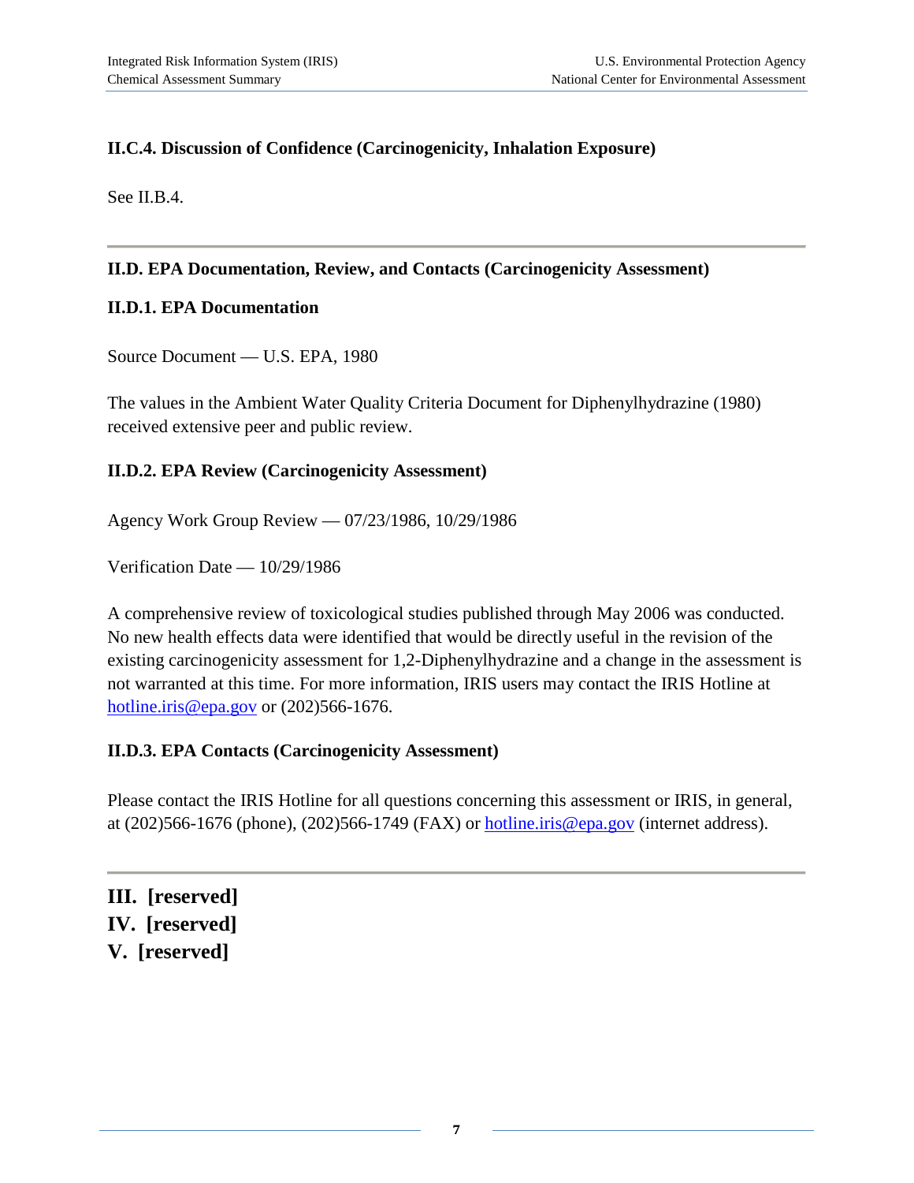### II.C.4. Discussion of Confidence (Carcinogenicity, Inhalation Exposure)

See II.B.4.

---

## II.D. EPA Documentation, Review, and Contacts (Carcinogenicity Assessment)

### II.D.1. EPA Documentation

Source Document — U.S. EPA, 1980

The values in the Ambient Water Quality Criteria Document for Diphenylhydrazine (1980) received extensive peer and public review.

### II.D.2. EPA Review (Carcinogenicity Assessment)

Agency Work Group Review — 07/23/1986, 10/29/1986

Verification Date — 10/29/1986

A comprehensive review of toxicological studies published through May 2006 was conducted. No new health effects data were identified that would be directly useful in the revision of the existing carcinogenicity assessment for 1,2-Diphenylhydrazine and a change in the assessment is not warranted at this time. For more information, IRIS users may contact the IRIS Hotline at hotline.iris@epa.gov or (202)566-1676.

### II.D.3. EPA Contacts (Carcinogenicity Assessment)

Please contact the IRIS Hotline for all questions concerning this assessment or IRIS, in general, at (202)566-1676 (phone), (202)566-1749 (FAX) or hotline.iris@epa.gov (internet address).

---

# III. [reserved]

# IV. [reserved]

# V. [reserved]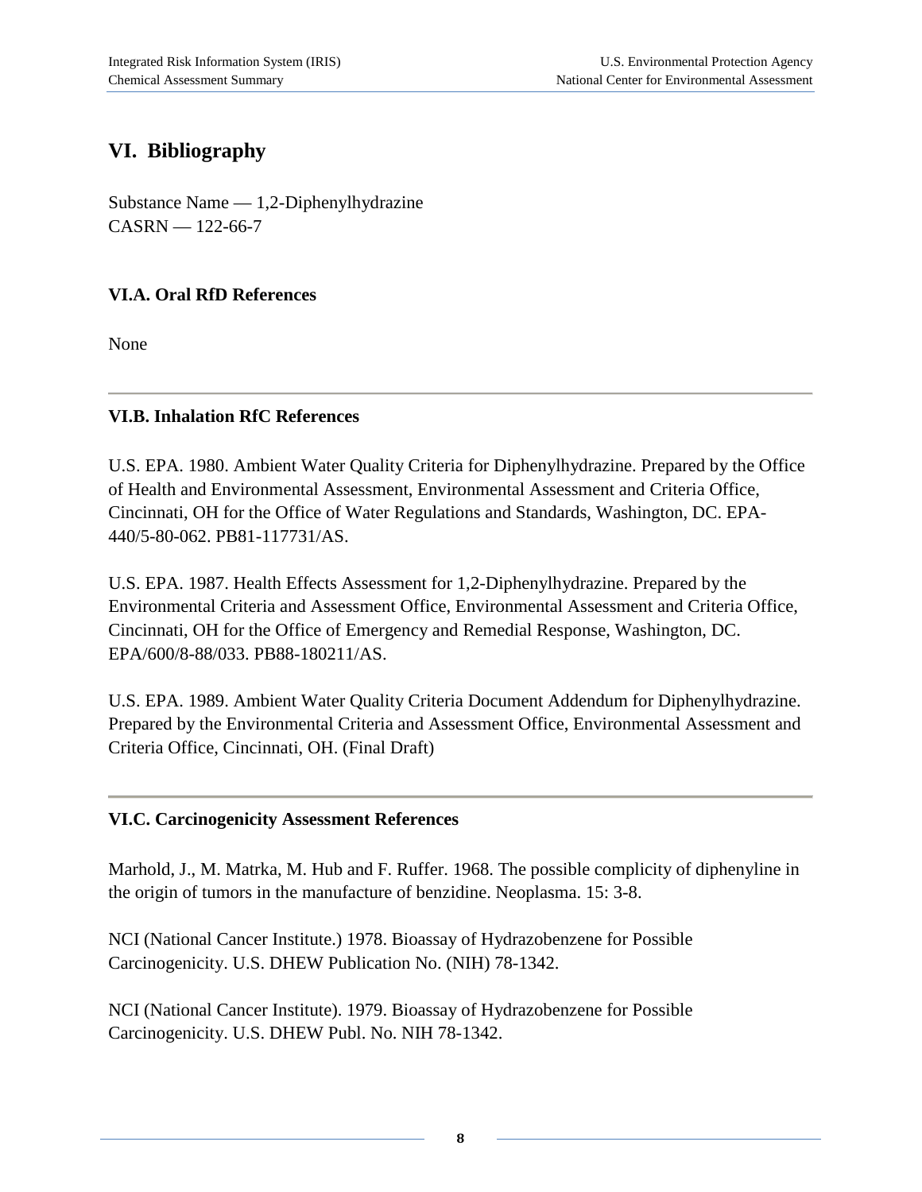# VI. Bibliography

Substance Name — 1,2-Diphenylhydrazine
CASRN — 122-66-7

## VI.A. Oral RfD References

None

---

## VI.B. Inhalation RfC References

U.S. EPA. 1980. Ambient Water Quality Criteria for Diphenylhydrazine. Prepared by the Office of Health and Environmental Assessment, Environmental Assessment and Criteria Office, Cincinnati, OH for the Office of Water Regulations and Standards, Washington, DC. EPA-440/5-80-062. PB81-117731/AS.

U.S. EPA. 1987. Health Effects Assessment for 1,2-Diphenylhydrazine. Prepared by the Environmental Criteria and Assessment Office, Environmental Assessment and Criteria Office, Cincinnati, OH for the Office of Emergency and Remedial Response, Washington, DC. EPA/600/8-88/033. PB88-180211/AS.

U.S. EPA. 1989. Ambient Water Quality Criteria Document Addendum for Diphenylhydrazine. Prepared by the Environmental Criteria and Assessment Office, Environmental Assessment and Criteria Office, Cincinnati, OH. (Final Draft)

---

## VI.C. Carcinogenicity Assessment References

Marhold, J., M. Matrka, M. Hub and F. Ruffer. 1968. The possible complicity of diphenyline in the origin of tumors in the manufacture of benzidine. Neoplasma. 15: 3-8.

NCI (National Cancer Institute.) 1978. Bioassay of Hydrazobenzene for Possible Carcinogenicity. U.S. DHEW Publication No. (NIH) 78-1342.

NCI (National Cancer Institute). 1979. Bioassay of Hydrazobenzene for Possible Carcinogenicity. U.S. DHEW Publ. No. NIH 78-1342.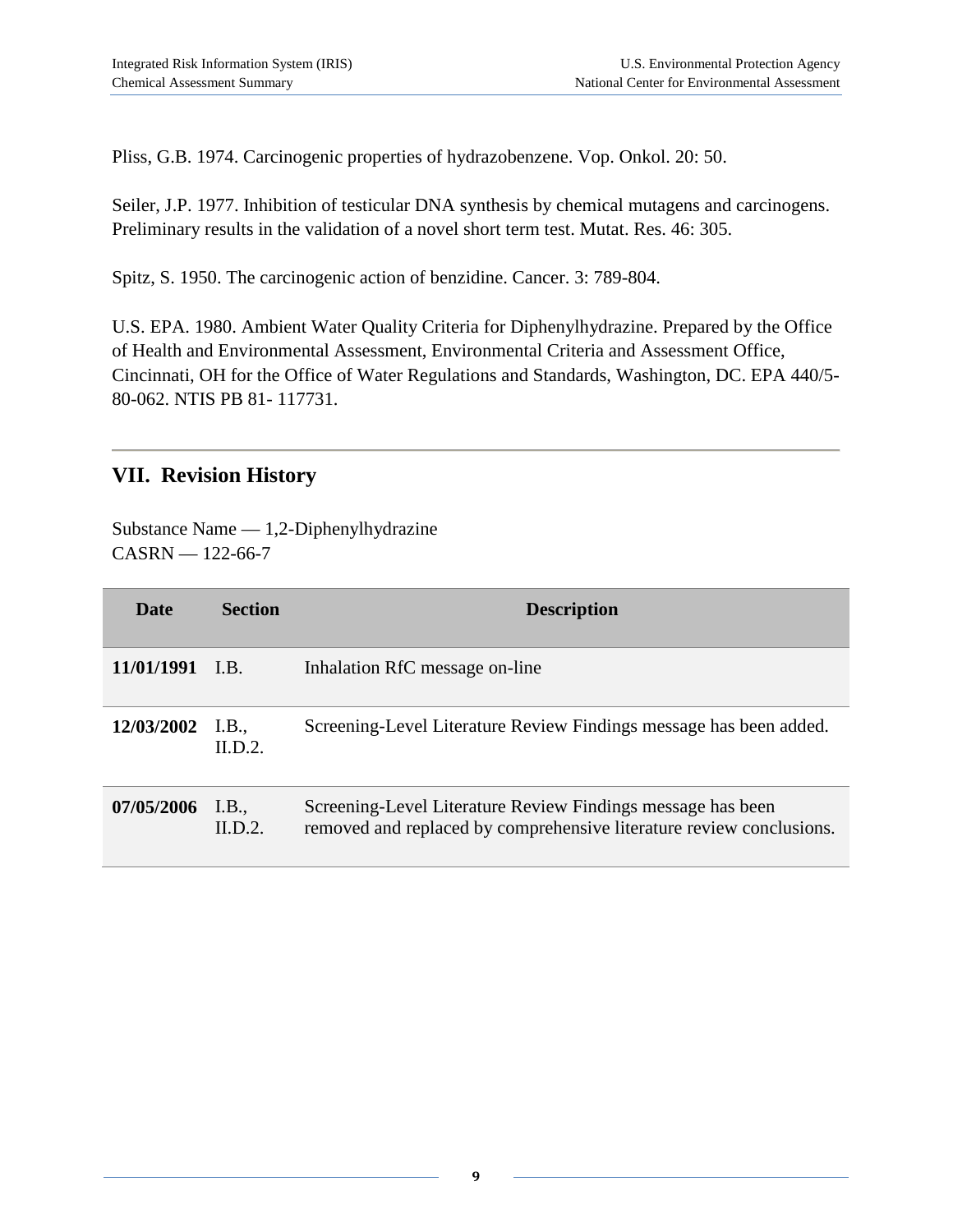Pliss, G.B. 1974. Carcinogenic properties of hydrazobenzene. Vop. Onkol. 20: 50.

Seiler, J.P. 1977. Inhibition of testicular DNA synthesis by chemical mutagens and carcinogens. Preliminary results in the validation of a novel short term test. Mutat. Res. 46: 305.

Spitz, S. 1950. The carcinogenic action of benzidine. Cancer. 3: 789-804.

U.S. EPA. 1980. Ambient Water Quality Criteria for Diphenylhydrazine. Prepared by the Office of Health and Environmental Assessment, Environmental Criteria and Assessment Office, Cincinnati, OH for the Office of Water Regulations and Standards, Washington, DC. EPA 440/5-80-062. NTIS PB 81- 117731.

---

## VII. Revision History

Substance Name — 1,2-Diphenylhydrazine
CASRN — 122-66-7

| Date | Section | Description |
|---|---|---|
| **11/01/1991** | I.B. | Inhalation RfC message on-line |
| **12/03/2002** | I.B., II.D.2. | Screening-Level Literature Review Findings message has been added. |
| **07/05/2006** | I.B., II.D.2. | Screening-Level Literature Review Findings message has been removed and replaced by comprehensive literature review conclusions. |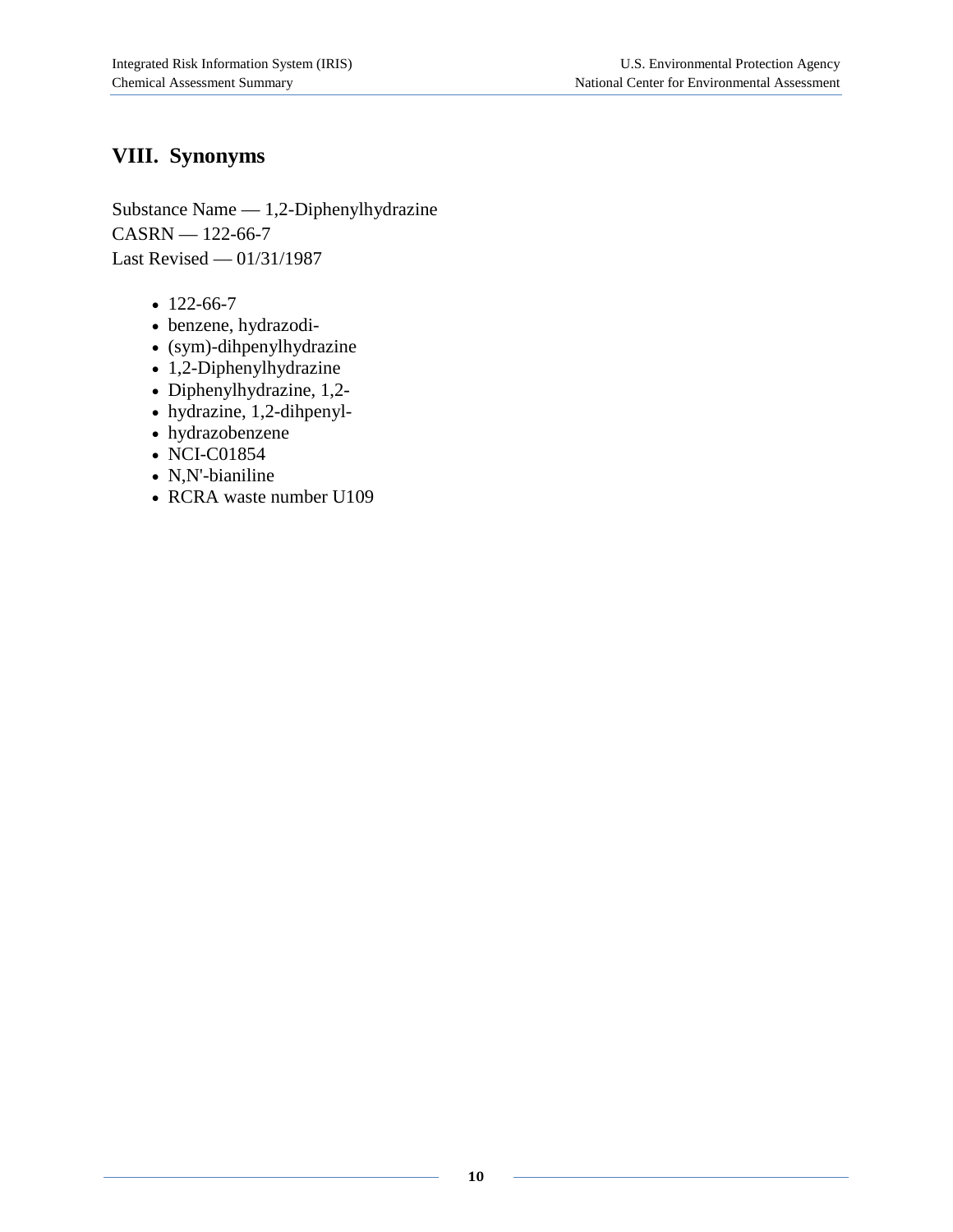## VIII. Synonyms

Substance Name — 1,2-Diphenylhydrazine
CASRN — 122-66-7
Last Revised — 01/31/1987

- 122-66-7
- benzene, hydrazodi-
- (sym)-dihpenylhydrazine
- 1,2-Diphenylhydrazine
- Diphenylhydrazine, 1,2-
- hydrazine, 1,2-dihpenyl-
- hydrazobenzene
- NCI-C01854
- N,N'-bianiline
- RCRA waste number U109